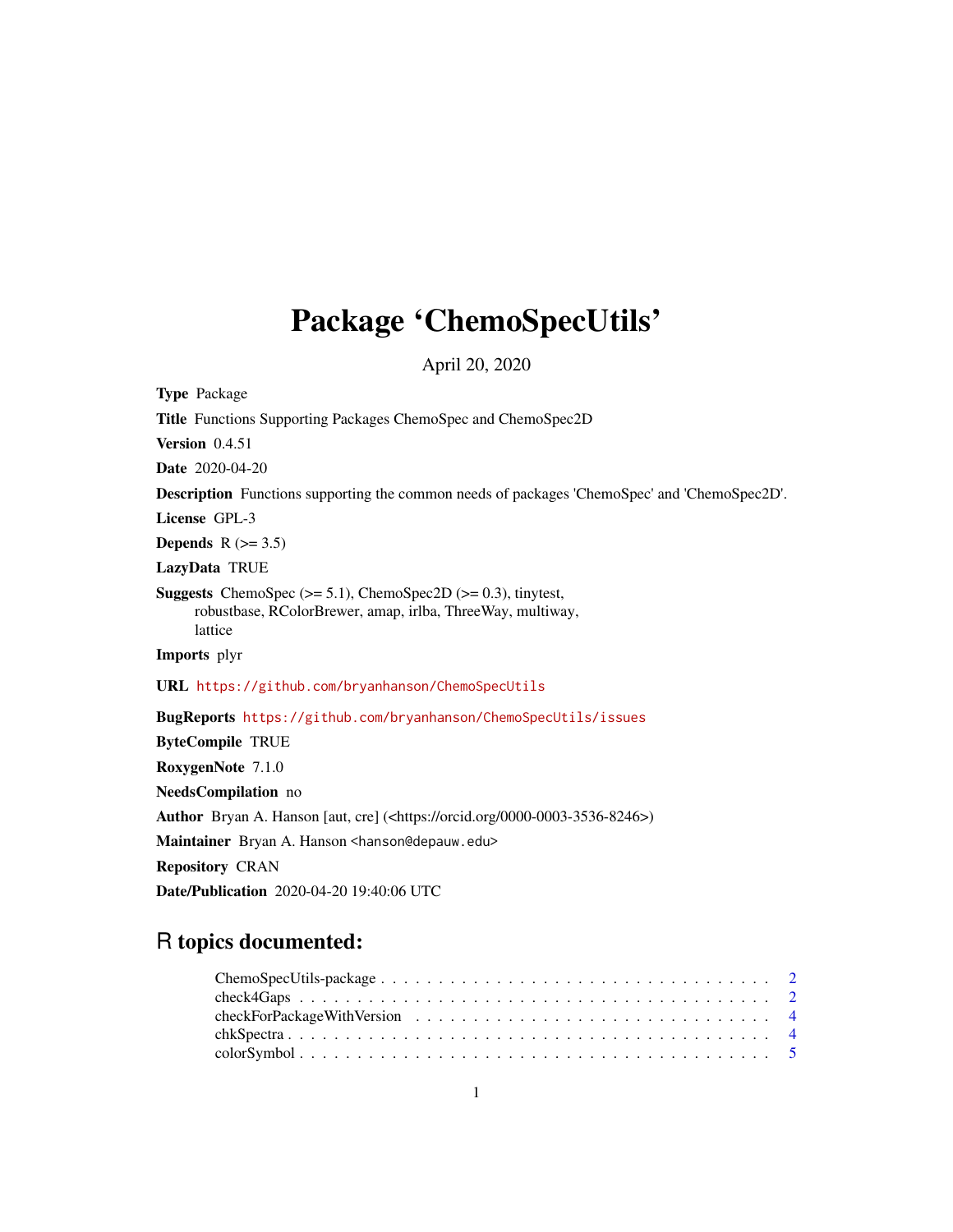# Package 'ChemoSpecUtils'

April 20, 2020

**Type** Package

**Title** Functions Supporting Packages ChemoSpec and ChemoSpec2D

**Version** 0.4.51

**Date** 2020-04-20

**Description** Functions supporting the common needs of packages 'ChemoSpec' and 'ChemoSpec2D'.

**License** GPL-3

**Depends** R (>= 3.5)

**LazyData** TRUE

**Suggests** ChemoSpec (>= 5.1), ChemoSpec2D (>= 0.3), tinytest, robustbase, RColorBrewer, amap, irlba, ThreeWay, multiway, lattice

**Imports** plyr

**URL** https://github.com/bryanhanson/ChemoSpecUtils

**BugReports** https://github.com/bryanhanson/ChemoSpecUtils/issues

**ByteCompile** TRUE

**RoxygenNote** 7.1.0

**NeedsCompilation** no

**Author** Bryan A. Hanson [aut, cre] (<https://orcid.org/0000-0003-3536-8246>)

**Maintainer** Bryan A. Hanson <hanson@depauw.edu>

**Repository** CRAN

**Date/Publication** 2020-04-20 19:40:06 UTC

## R topics documented:

ChemoSpecUtils-package . . . . . . . . . . . . . . . . . . . . . . . . . . . . . . . . . 2
check4Gaps . . . . . . . . . . . . . . . . . . . . . . . . . . . . . . . . . . . . . . . . 2
checkForPackageWithVersion . . . . . . . . . . . . . . . . . . . . . . . . . . . . . . 4
chkSpectra . . . . . . . . . . . . . . . . . . . . . . . . . . . . . . . . . . . . . . . . 4
colorSymbol . . . . . . . . . . . . . . . . . . . . . . . . . . . . . . . . . . . . . . . 5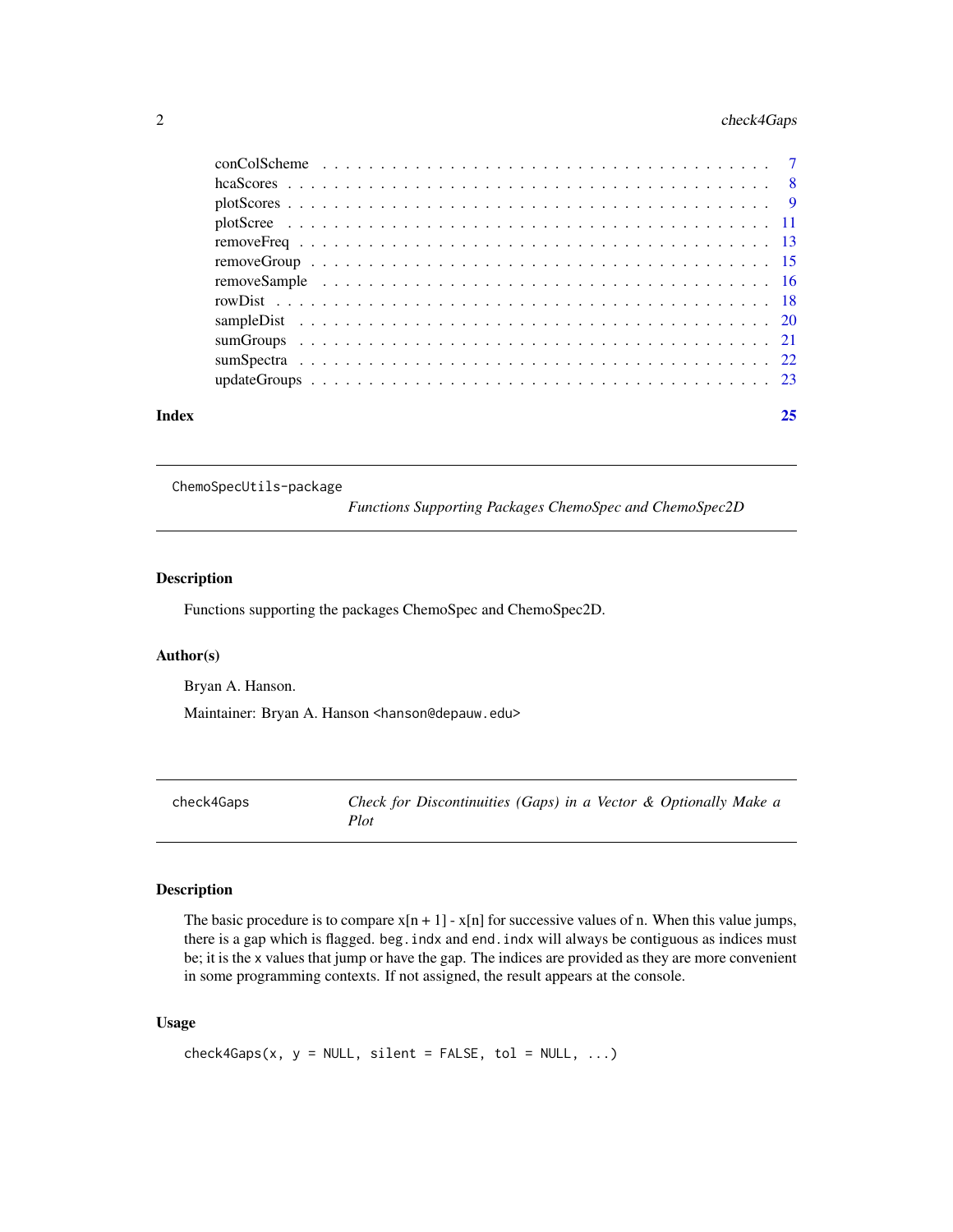| | |
|---|---|
| conColScheme | 7 |
| hcaScores | 8 |
| plotScores | 9 |
| plotScree | 11 |
| removeFreq | 13 |
| removeGroup | 15 |
| removeSample | 16 |
| rowDist | 18 |
| sampleDist | 20 |
| sumGroups | 21 |
| sumSpectra | 22 |
| updateGroups | 23 |

**Index** 25

---

## ChemoSpecUtils-package — *Functions Supporting Packages ChemoSpec and ChemoSpec2D*

### Description

Functions supporting the packages ChemoSpec and ChemoSpec2D.

### Author(s)

Bryan A. Hanson.

Maintainer: Bryan A. Hanson <hanson@depauw.edu>

---

## check4Gaps — *Check for Discontinuities (Gaps) in a Vector & Optionally Make a Plot*

### Description

The basic procedure is to compare x[n + 1] - x[n] for successive values of n. When this value jumps, there is a gap which is flagged. `beg.indx` and `end.indx` will always be contiguous as indices must be; it is the `x` values that jump or have the gap. The indices are provided as they are more convenient in some programming contexts. If not assigned, the result appears at the console.

### Usage

```
check4Gaps(x, y = NULL, silent = FALSE, tol = NULL, ...)
```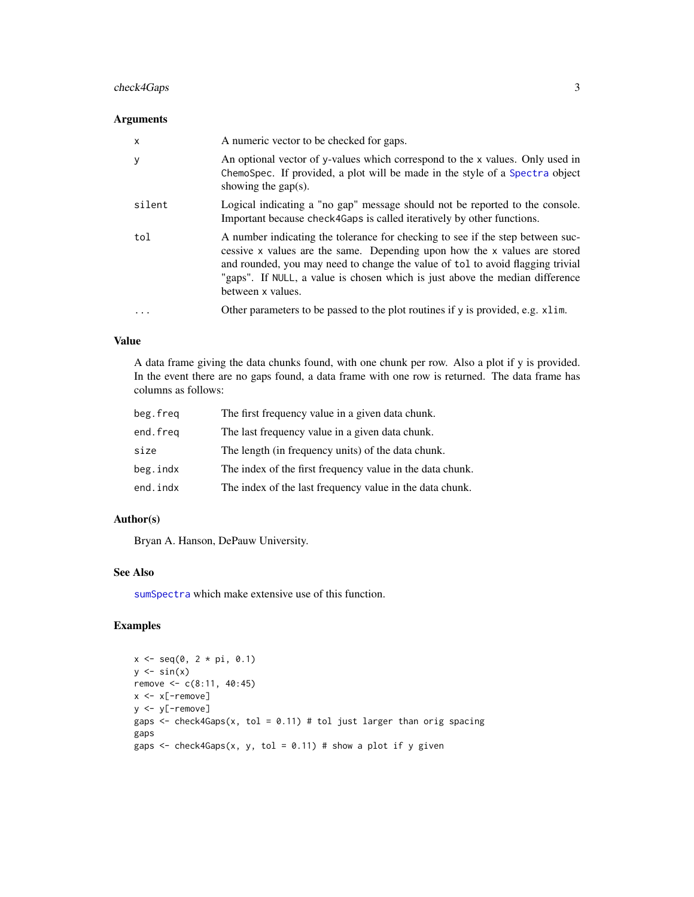## Arguments

| | |
|---|---|
| `x` | A numeric vector to be checked for gaps. |
| `y` | An optional vector of y-values which correspond to the `x` values. Only used in `ChemoSpec`. If provided, a plot will be made in the style of a `Spectra` object showing the gap(s). |
| `silent` | Logical indicating a "no gap" message should not be reported to the console. Important because `check4Gaps` is called iteratively by other functions. |
| `tol` | A number indicating the tolerance for checking to see if the step between successive `x` values are the same. Depending upon how the `x` values are stored and rounded, you may need to change the value of `tol` to avoid flagging trivial "gaps". If `NULL`, a value is chosen which is just above the median difference between `x` values. |
| `...` | Other parameters to be passed to the plot routines if `y` is provided, e.g. `xlim`. |

## Value

A data frame giving the data chunks found, with one chunk per row. Also a plot if y is provided. In the event there are no gaps found, a data frame with one row is returned. The data frame has columns as follows:

| | |
|---|---|
| `beg.freq` | The first frequency value in a given data chunk. |
| `end.freq` | The last frequency value in a given data chunk. |
| `size` | The length (in frequency units) of the data chunk. |
| `beg.indx` | The index of the first frequency value in the data chunk. |
| `end.indx` | The index of the last frequency value in the data chunk. |

## Author(s)

Bryan A. Hanson, DePauw University.

## See Also

`sumSpectra` which make extensive use of this function.

## Examples

```
x <- seq(0, 2 * pi, 0.1)
y <- sin(x)
remove <- c(8:11, 40:45)
x <- x[-remove]
y <- y[-remove]
gaps <- check4Gaps(x, tol = 0.11) # tol just larger than orig spacing
gaps
gaps <- check4Gaps(x, y, tol = 0.11) # show a plot if y given
```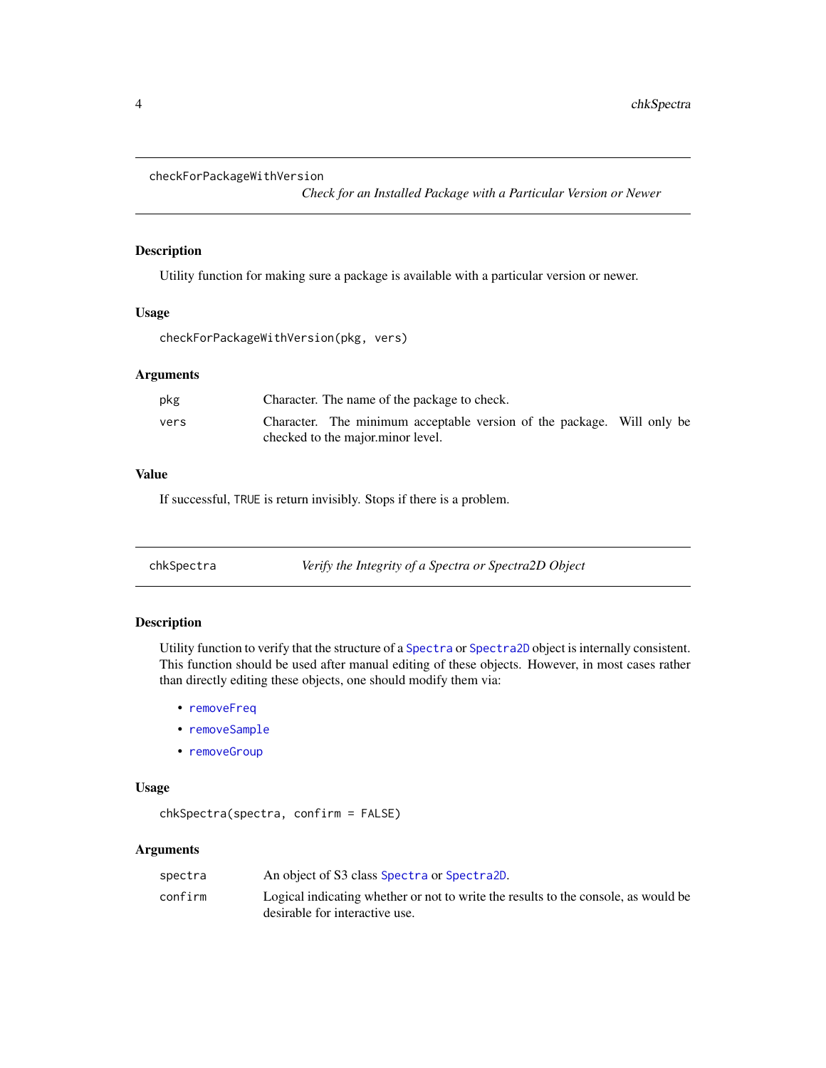## checkForPackageWithVersion

*Check for an Installed Package with a Particular Version or Newer*

### Description

Utility function for making sure a package is available with a particular version or newer.

### Usage

```
checkForPackageWithVersion(pkg, vers)
```

### Arguments

| | |
|---|---|
| `pkg` | Character. The name of the package to check. |
| `vers` | Character. The minimum acceptable version of the package. Will only be checked to the major.minor level. |

### Value

If successful, `TRUE` is return invisibly. Stops if there is a problem.

## chkSpectra

*Verify the Integrity of a Spectra or Spectra2D Object*

### Description

Utility function to verify that the structure of a `Spectra` or `Spectra2D` object is internally consistent. This function should be used after manual editing of these objects. However, in most cases rather than directly editing these objects, one should modify them via:

- `removeFreq`
- `removeSample`
- `removeGroup`

### Usage

```
chkSpectra(spectra, confirm = FALSE)
```

### Arguments

| | |
|---|---|
| `spectra` | An object of S3 class `Spectra` or `Spectra2D`. |
| `confirm` | Logical indicating whether or not to write the results to the console, as would be desirable for interactive use. |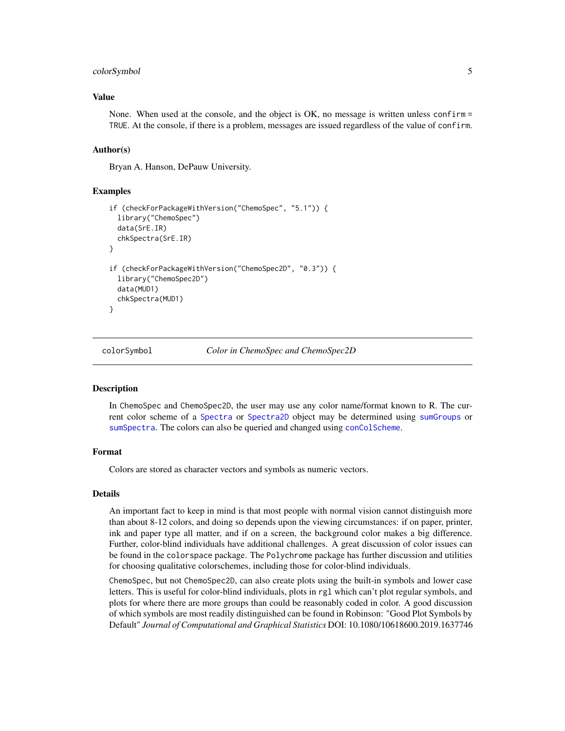### Value

None. When used at the console, and the object is OK, no message is written unless `confirm = TRUE`. At the console, if there is a problem, messages are issued regardless of the value of `confirm`.

### Author(s)

Bryan A. Hanson, DePauw University.

### Examples

```
if (checkForPackageWithVersion("ChemoSpec", "5.1")) {
  library("ChemoSpec")
  data(SrE.IR)
  chkSpectra(SrE.IR)
}

if (checkForPackageWithVersion("ChemoSpec2D", "0.3")) {
  library("ChemoSpec2D")
  data(MUD1)
  chkSpectra(MUD1)
}
```

---

## colorSymbol &nbsp;&nbsp;&nbsp; *Color in ChemoSpec and ChemoSpec2D*

---

### Description

In `ChemoSpec` and `ChemoSpec2D`, the user may use any color name/format known to R. The current color scheme of a `Spectra` or `Spectra2D` object may be determined using `sumGroups` or `sumSpectra`. The colors can also be queried and changed using `conColScheme`.

### Format

Colors are stored as character vectors and symbols as numeric vectors.

### Details

An important fact to keep in mind is that most people with normal vision cannot distinguish more than about 8-12 colors, and doing so depends upon the viewing circumstances: if on paper, printer, ink and paper type all matter, and if on a screen, the background color makes a big difference. Further, color-blind individuals have additional challenges. A great discussion of color issues can be found in the `colorspace` package. The `Polychrome` package has further discussion and utilities for choosing qualitative colorschemes, including those for color-blind individuals.

`ChemoSpec`, but not `ChemoSpec2D`, can also create plots using the built-in symbols and lower case letters. This is useful for color-blind individuals, plots in `rgl` which can't plot regular symbols, and plots for where there are more groups than could be reasonably coded in color. A good discussion of which symbols are most readily distinguished can be found in Robinson: "Good Plot Symbols by Default" *Journal of Computational and Graphical Statistics* DOI: 10.1080/10618600.2019.1637746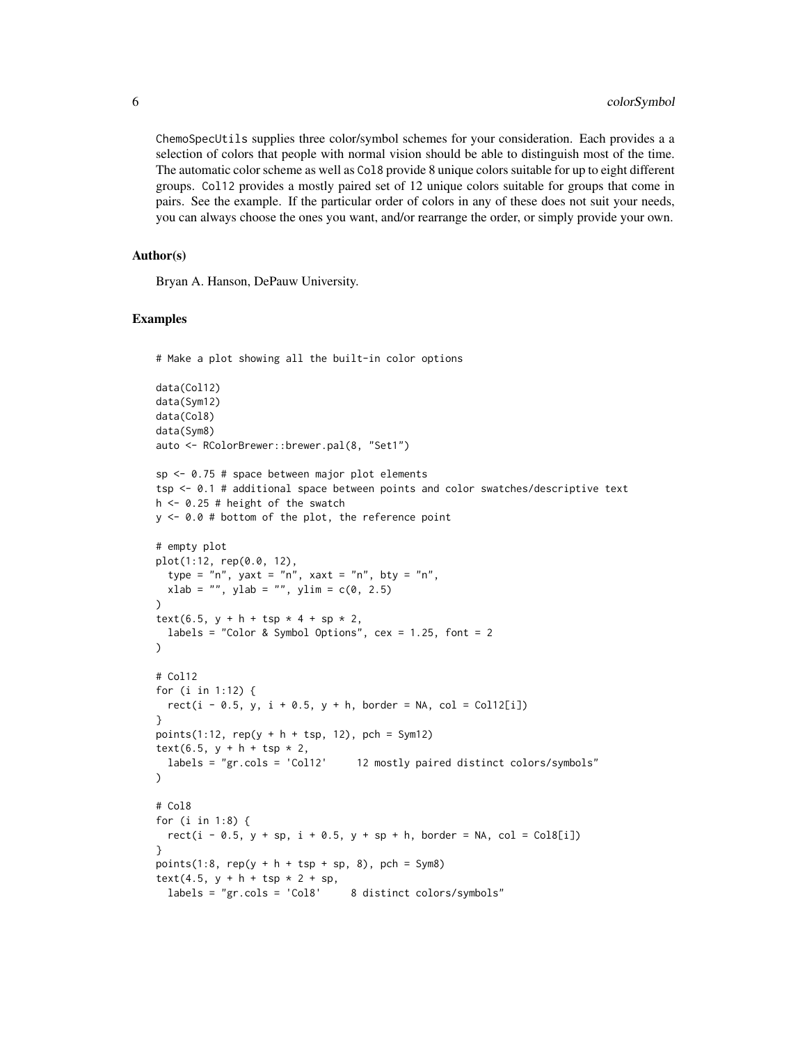ChemoSpecUtils supplies three color/symbol schemes for your consideration. Each provides a a selection of colors that people with normal vision should be able to distinguish most of the time. The automatic color scheme as well as Col8 provide 8 unique colors suitable for up to eight different groups. Col12 provides a mostly paired set of 12 unique colors suitable for groups that come in pairs. See the example. If the particular order of colors in any of these does not suit your needs, you can always choose the ones you want, and/or rearrange the order, or simply provide your own.

### Author(s)

Bryan A. Hanson, DePauw University.

### Examples

```
# Make a plot showing all the built-in color options

data(Col12)
data(Sym12)
data(Col8)
data(Sym8)
auto <- RColorBrewer::brewer.pal(8, "Set1")

sp <- 0.75 # space between major plot elements
tsp <- 0.1 # additional space between points and color swatches/descriptive text
h <- 0.25 # height of the swatch
y <- 0.0 # bottom of the plot, the reference point

# empty plot
plot(1:12, rep(0.0, 12),
  type = "n", yaxt = "n", xaxt = "n", bty = "n",
  xlab = "", ylab = "", ylim = c(0, 2.5)
)
text(6.5, y + h + tsp * 4 + sp * 2,
  labels = "Color & Symbol Options", cex = 1.25, font = 2
)

# Col12
for (i in 1:12) {
  rect(i - 0.5, y, i + 0.5, y + h, border = NA, col = Col12[i])
}
points(1:12, rep(y + h + tsp, 12), pch = Sym12)
text(6.5, y + h + tsp * 2,
  labels = "gr.cols = 'Col12'     12 mostly paired distinct colors/symbols"
)

# Col8
for (i in 1:8) {
  rect(i - 0.5, y + sp, i + 0.5, y + sp + h, border = NA, col = Col8[i])
}
points(1:8, rep(y + h + tsp + sp, 8), pch = Sym8)
text(4.5, y + h + tsp * 2 + sp,
  labels = "gr.cols = 'Col8'     8 distinct colors/symbols"
```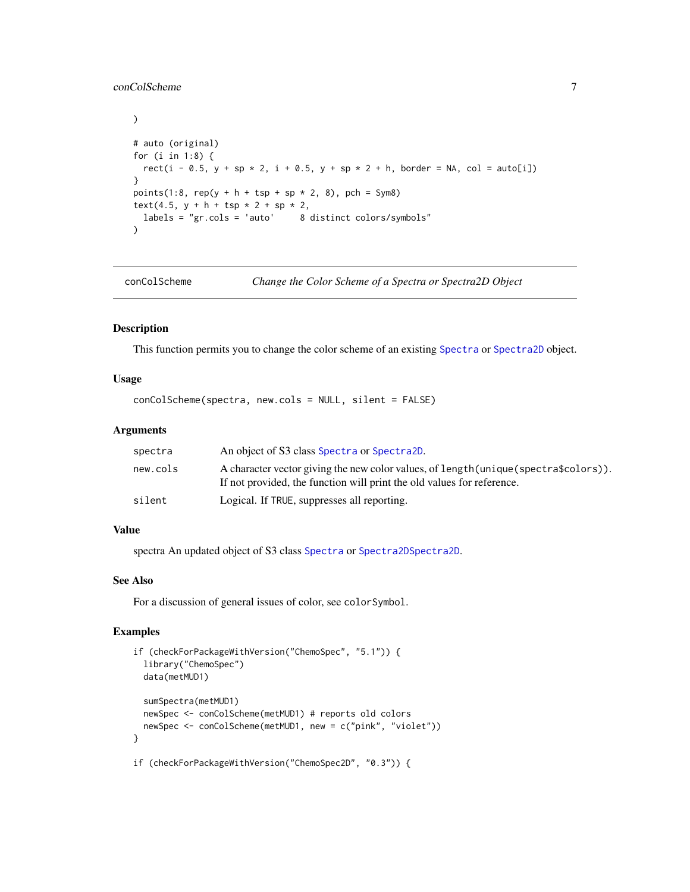```
)

# auto (original)
for (i in 1:8) {
  rect(i - 0.5, y + sp * 2, i + 0.5, y + sp * 2 + h, border = NA, col = auto[i])
}
points(1:8, rep(y + h + tsp + sp * 2, 8), pch = Sym8)
text(4.5, y + h + tsp * 2 + sp * 2,
  labels = "gr.cols = 'auto'     8 distinct colors/symbols"
)
```

---

conColScheme — *Change the Color Scheme of a Spectra or Spectra2D Object*

---

## Description

This function permits you to change the color scheme of an existing Spectra or Spectra2D object.

## Usage

```
conColScheme(spectra, new.cols = NULL, silent = FALSE)
```

## Arguments

| | |
|---|---|
| spectra | An object of S3 class Spectra or Spectra2D. |
| new.cols | A character vector giving the new color values, of length(unique(spectra$colors)). If not provided, the function will print the old values for reference. |
| silent | Logical. If TRUE, suppresses all reporting. |

## Value

spectra An updated object of S3 class Spectra or Spectra2DSpectra2D.

## See Also

For a discussion of general issues of color, see colorSymbol.

## Examples

```
if (checkForPackageWithVersion("ChemoSpec", "5.1")) {
  library("ChemoSpec")
  data(metMUD1)

  sumSpectra(metMUD1)
  newSpec <- conColScheme(metMUD1) # reports old colors
  newSpec <- conColScheme(metMUD1, new = c("pink", "violet"))
}

if (checkForPackageWithVersion("ChemoSpec2D", "0.3")) {
```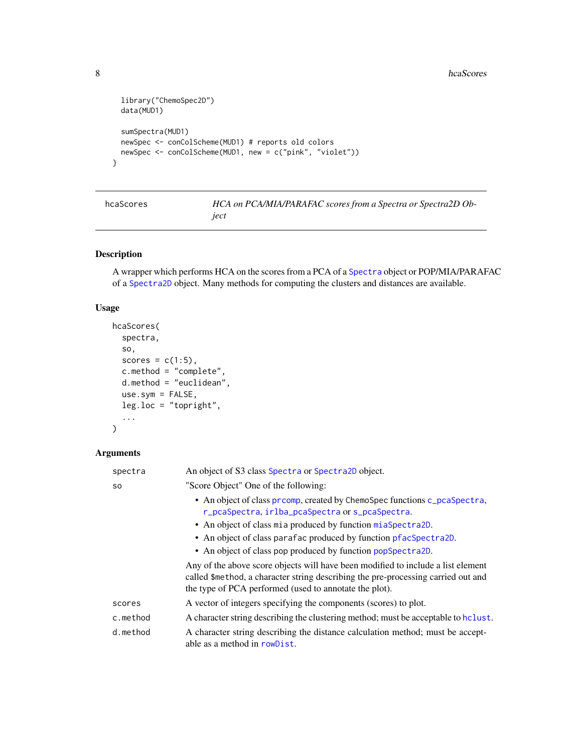```
  library("ChemoSpec2D")
  data(MUD1)

  sumSpectra(MUD1)
  newSpec <- conColScheme(MUD1) # reports old colors
  newSpec <- conColScheme(MUD1, new = c("pink", "violet"))
}
```

## hcaScores

*HCA on PCA/MIA/PARAFAC scores from a Spectra or Spectra2D Object*

### Description

A wrapper which performs HCA on the scores from a PCA of a Spectra object or POP/MIA/PARAFAC of a Spectra2D object. Many methods for computing the clusters and distances are available.

### Usage

```
hcaScores(
  spectra,
  so,
  scores = c(1:5),
  c.method = "complete",
  d.method = "euclidean",
  use.sym = FALSE,
  leg.loc = "topright",
  ...
)
```

### Arguments

| | |
|---|---|
| spectra | An object of S3 class Spectra or Spectra2D object. |
| so | "Score Object" One of the following:<br>• An object of class prcomp, created by ChemoSpec functions c_pcaSpectra, r_pcaSpectra, irlba_pcaSpectra or s_pcaSpectra.<br>• An object of class mia produced by function miaSpectra2D.<br>• An object of class parafac produced by function pfacSpectra2D.<br>• An object of class pop produced by function popSpectra2D.<br>Any of the above score objects will have been modified to include a list element called $method, a character string describing the pre-processing carried out and the type of PCA performed (used to annotate the plot). |
| scores | A vector of integers specifying the components (scores) to plot. |
| c.method | A character string describing the clustering method; must be acceptable to hclust. |
| d.method | A character string describing the distance calculation method; must be acceptable as a method in rowDist. |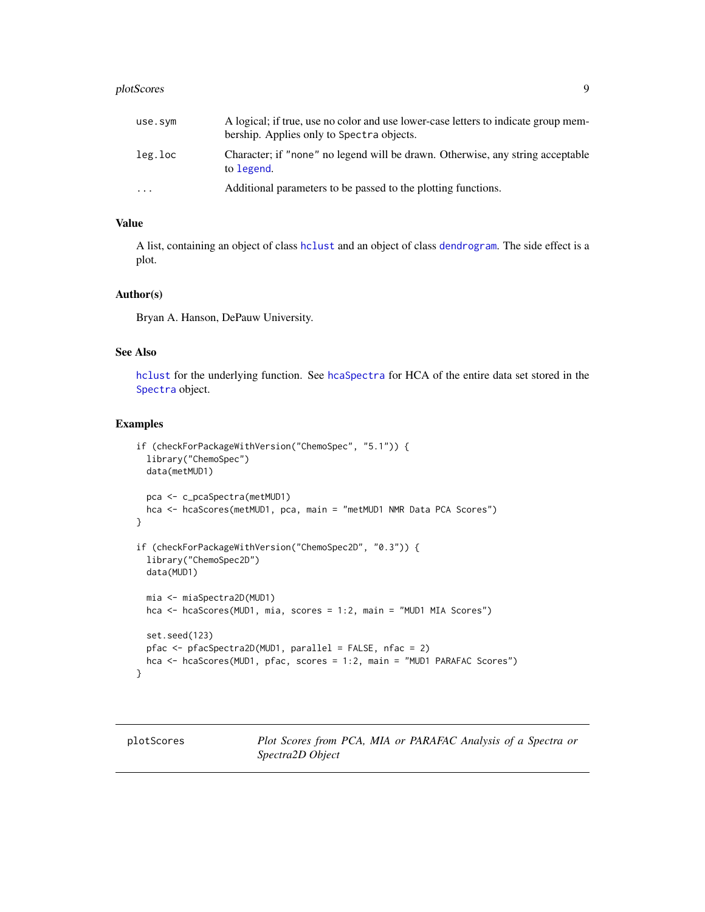| | |
|---|---|
| use.sym | A logical; if true, use no color and use lower-case letters to indicate group membership. Applies only to Spectra objects. |
| leg.loc | Character; if "none" no legend will be drawn. Otherwise, any string acceptable to legend. |
| ... | Additional parameters to be passed to the plotting functions. |

### Value

A list, containing an object of class hclust and an object of class dendrogram. The side effect is a plot.

### Author(s)

Bryan A. Hanson, DePauw University.

### See Also

hclust for the underlying function. See hcaSpectra for HCA of the entire data set stored in the Spectra object.

### Examples

```
if (checkForPackageWithVersion("ChemoSpec", "5.1")) {
  library("ChemoSpec")
  data(metMUD1)

  pca <- c_pcaSpectra(metMUD1)
  hca <- hcaScores(metMUD1, pca, main = "metMUD1 NMR Data PCA Scores")
}

if (checkForPackageWithVersion("ChemoSpec2D", "0.3")) {
  library("ChemoSpec2D")
  data(MUD1)

  mia <- miaSpectra2D(MUD1)
  hca <- hcaScores(MUD1, mia, scores = 1:2, main = "MUD1 MIA Scores")

  set.seed(123)
  pfac <- pfacSpectra2D(MUD1, parallel = FALSE, nfac = 2)
  hca <- hcaScores(MUD1, pfac, scores = 1:2, main = "MUD1 PARAFAC Scores")
}
```

---

## plotScores — *Plot Scores from PCA, MIA or PARAFAC Analysis of a Spectra or Spectra2D Object*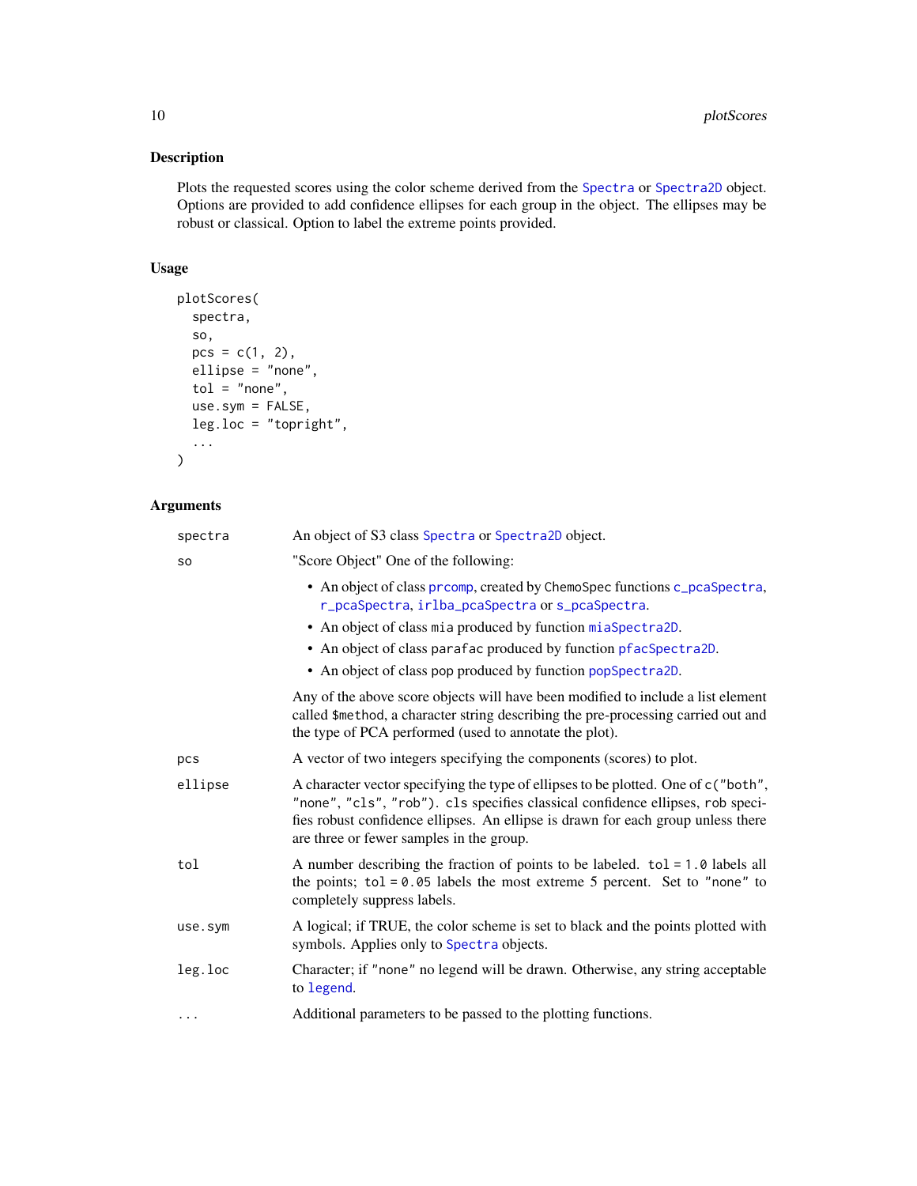## Description

Plots the requested scores using the color scheme derived from the Spectra or Spectra2D object. Options are provided to add confidence ellipses for each group in the object. The ellipses may be robust or classical. Option to label the extreme points provided.

## Usage

```
plotScores(
  spectra,
  so,
  pcs = c(1, 2),
  ellipse = "none",
  tol = "none",
  use.sym = FALSE,
  leg.loc = "topright",
  ...
)
```

## Arguments

| Argument | Description |
|---|---|
| `spectra` | An object of S3 class `Spectra` or `Spectra2D` object. |
| `so` | "Score Object" One of the following:<br>• An object of class `prcomp`, created by `ChemoSpec` functions `c_pcaSpectra`, `r_pcaSpectra`, `irlba_pcaSpectra` or `s_pcaSpectra`.<br>• An object of class `mia` produced by function `miaSpectra2D`.<br>• An object of class `parafac` produced by function `pfacSpectra2D`.<br>• An object of class `pop` produced by function `popSpectra2D`.<br><br>Any of the above score objects will have been modified to include a list element called `$method`, a character string describing the pre-processing carried out and the type of PCA performed (used to annotate the plot). |
| `pcs` | A vector of two integers specifying the components (scores) to plot. |
| `ellipse` | A character vector specifying the type of ellipses to be plotted. One of `c("both", "none", "cls", "rob")`. `cls` specifies classical confidence ellipses, `rob` specifies robust confidence ellipses. An ellipse is drawn for each group unless there are three or fewer samples in the group. |
| `tol` | A number describing the fraction of points to be labeled. `tol = 1.0` labels all the points; `tol = 0.05` labels the most extreme 5 percent. Set to `"none"` to completely suppress labels. |
| `use.sym` | A logical; if TRUE, the color scheme is set to black and the points plotted with symbols. Applies only to `Spectra` objects. |
| `leg.loc` | Character; if `"none"` no legend will be drawn. Otherwise, any string acceptable to `legend`. |
| `...` | Additional parameters to be passed to the plotting functions. |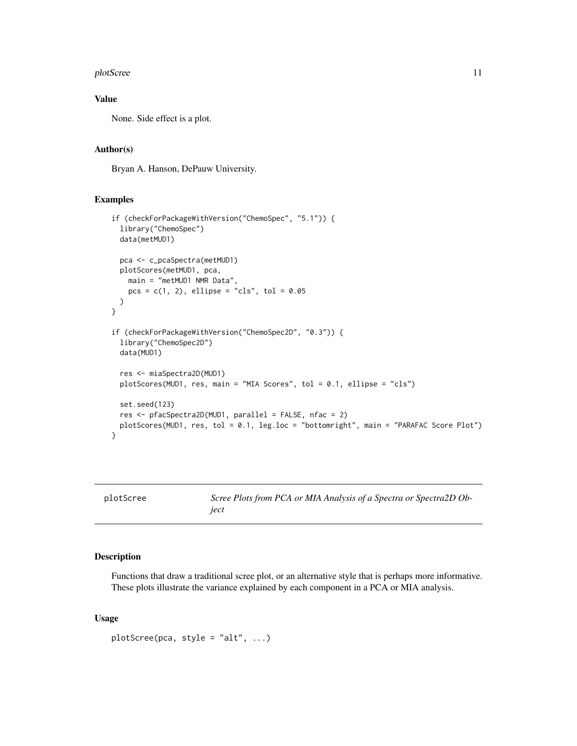### Value

None. Side effect is a plot.

### Author(s)

Bryan A. Hanson, DePauw University.

### Examples

```
if (checkForPackageWithVersion("ChemoSpec", "5.1")) {
  library("ChemoSpec")
  data(metMUD1)

  pca <- c_pcaSpectra(metMUD1)
  plotScores(metMUD1, pca,
    main = "metMUD1 NMR Data",
    pcs = c(1, 2), ellipse = "cls", tol = 0.05
  )
}

if (checkForPackageWithVersion("ChemoSpec2D", "0.3")) {
  library("ChemoSpec2D")
  data(MUD1)

  res <- miaSpectra2D(MUD1)
  plotScores(MUD1, res, main = "MIA Scores", tol = 0.1, ellipse = "cls")

  set.seed(123)
  res <- pfacSpectra2D(MUD1, parallel = FALSE, nfac = 2)
  plotScores(MUD1, res, tol = 0.1, leg.loc = "bottomright", main = "PARAFAC Score Plot")
}
```

---

## plotScree — *Scree Plots from PCA or MIA Analysis of a Spectra or Spectra2D Object*

### Description

Functions that draw a traditional scree plot, or an alternative style that is perhaps more informative. These plots illustrate the variance explained by each component in a PCA or MIA analysis.

### Usage

```
plotScree(pca, style = "alt", ...)
```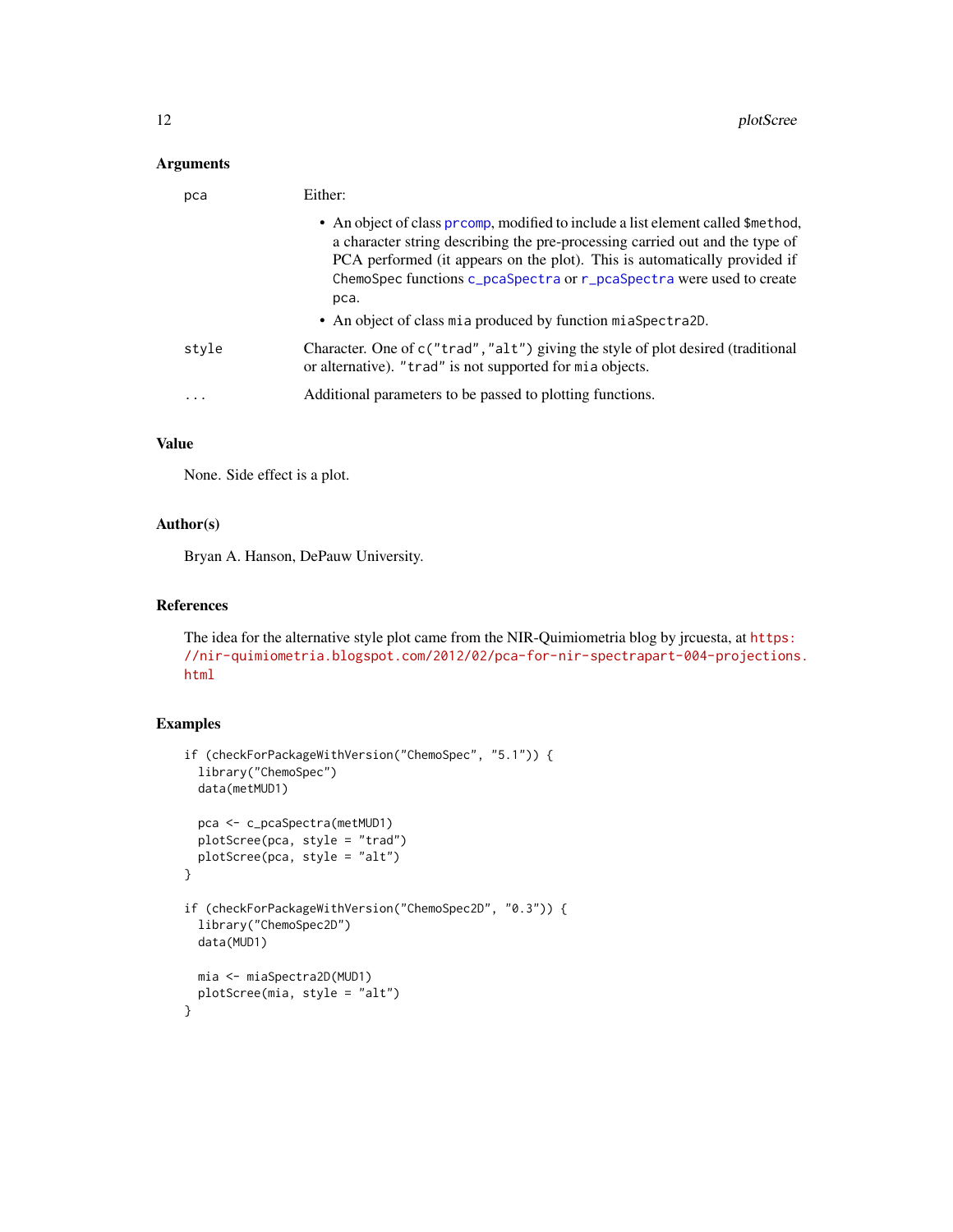### Arguments

| | |
|---|---|
| `pca` | Either: <ul><li>An object of class `prcomp`, modified to include a list element called `$method`, a character string describing the pre-processing carried out and the type of PCA performed (it appears on the plot). This is automatically provided if `ChemoSpec` functions `c_pcaSpectra` or `r_pcaSpectra` were used to create `pca`.</li><li>An object of class `mia` produced by function `miaSpectra2D`.</li></ul> |
| `style` | Character. One of `c("trad","alt")` giving the style of plot desired (traditional or alternative). `"trad"` is not supported for `mia` objects. |
| `...` | Additional parameters to be passed to plotting functions. |

### Value

None. Side effect is a plot.

### Author(s)

Bryan A. Hanson, DePauw University.

### References

The idea for the alternative style plot came from the NIR-Quimiometria blog by jrcuesta, at https://nir-quimiometria.blogspot.com/2012/02/pca-for-nir-spectrapart-004-projections.html

### Examples

```
if (checkForPackageWithVersion("ChemoSpec", "5.1")) {
  library("ChemoSpec")
  data(metMUD1)

  pca <- c_pcaSpectra(metMUD1)
  plotScree(pca, style = "trad")
  plotScree(pca, style = "alt")
}

if (checkForPackageWithVersion("ChemoSpec2D", "0.3")) {
  library("ChemoSpec2D")
  data(MUD1)

  mia <- miaSpectra2D(MUD1)
  plotScree(mia, style = "alt")
}
```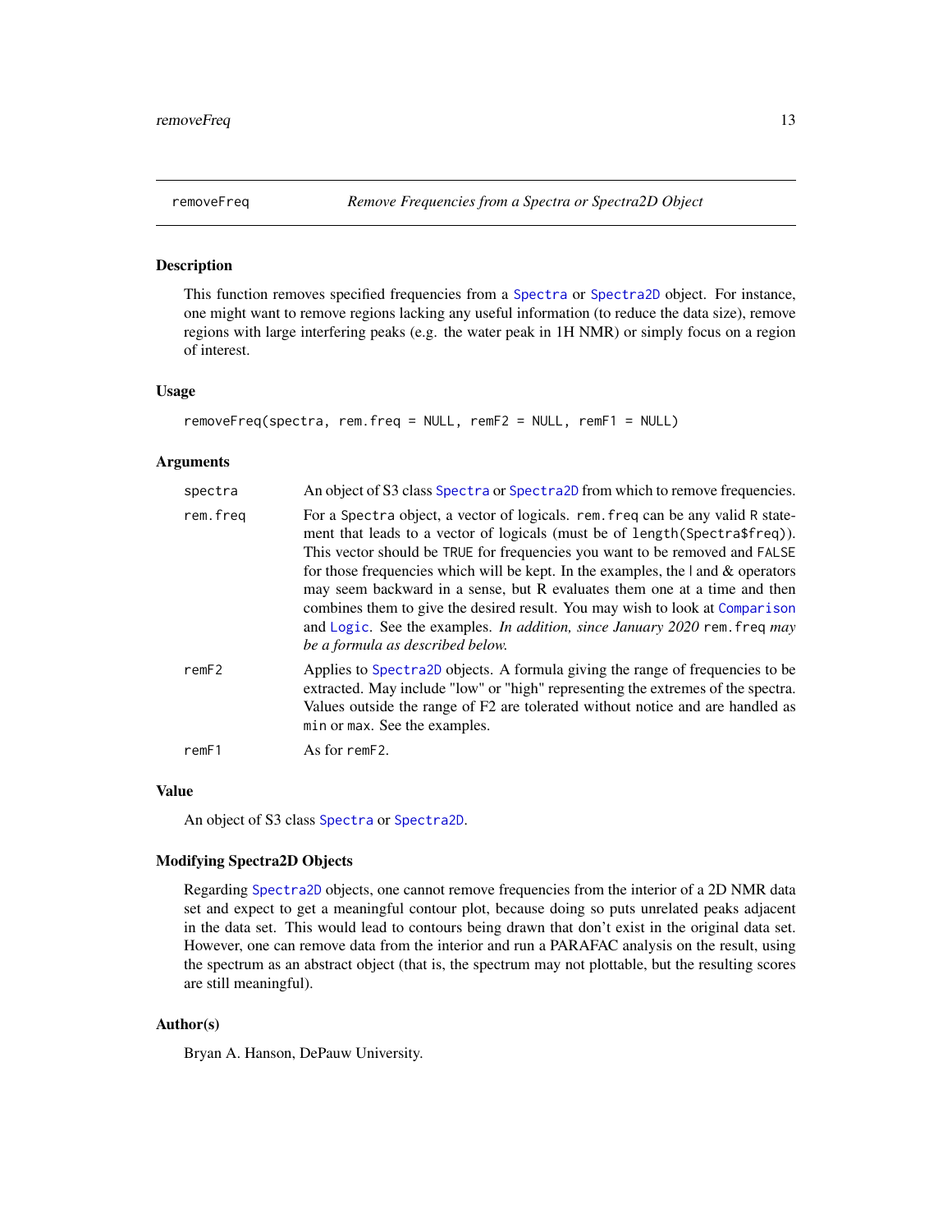# removeFreq — Remove Frequencies from a Spectra or Spectra2D Object

## Description

This function removes specified frequencies from a Spectra or Spectra2D object. For instance, one might want to remove regions lacking any useful information (to reduce the data size), remove regions with large interfering peaks (e.g. the water peak in 1H NMR) or simply focus on a region of interest.

## Usage

```
removeFreq(spectra, rem.freq = NULL, remF2 = NULL, remF1 = NULL)
```

## Arguments

| | |
|---|---|
| `spectra` | An object of S3 class Spectra or Spectra2D from which to remove frequencies. |
| `rem.freq` | For a `Spectra` object, a vector of logicals. `rem.freq` can be any valid R statement that leads to a vector of logicals (must be of `length(Spectra$freq)`). This vector should be `TRUE` for frequencies you want to be removed and `FALSE` for those frequencies which will be kept. In the examples, the \| and & operators may seem backward in a sense, but R evaluates them one at a time and then combines them to give the desired result. You may wish to look at Comparison and Logic. See the examples. *In addition, since January 2020* `rem.freq` *may be a formula as described below.* |
| `remF2` | Applies to Spectra2D objects. A formula giving the range of frequencies to be extracted. May include "low" or "high" representing the extremes of the spectra. Values outside the range of F2 are tolerated without notice and are handled as `min` or `max`. See the examples. |
| `remF1` | As for `remF2`. |

## Value

An object of S3 class Spectra or Spectra2D.

## Modifying Spectra2D Objects

Regarding Spectra2D objects, one cannot remove frequencies from the interior of a 2D NMR data set and expect to get a meaningful contour plot, because doing so puts unrelated peaks adjacent in the data set. This would lead to contours being drawn that don't exist in the original data set. However, one can remove data from the interior and run a PARAFAC analysis on the result, using the spectrum as an abstract object (that is, the spectrum may not plottable, but the resulting scores are still meaningful).

## Author(s)

Bryan A. Hanson, DePauw University.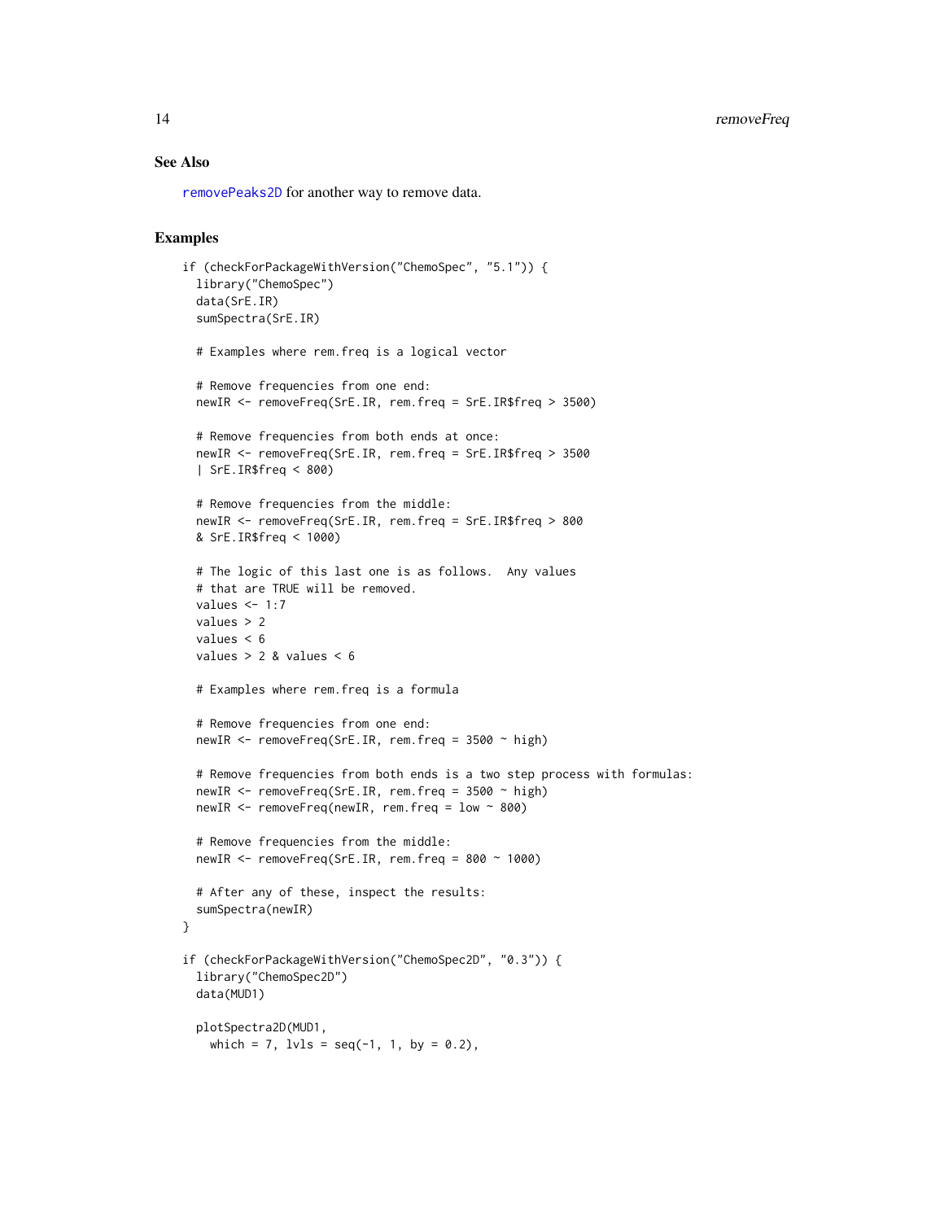## See Also

removePeaks2D for another way to remove data.

## Examples

```
if (checkForPackageWithVersion("ChemoSpec", "5.1")) {
  library("ChemoSpec")
  data(SrE.IR)
  sumSpectra(SrE.IR)

  # Examples where rem.freq is a logical vector

  # Remove frequencies from one end:
  newIR <- removeFreq(SrE.IR, rem.freq = SrE.IR$freq > 3500)

  # Remove frequencies from both ends at once:
  newIR <- removeFreq(SrE.IR, rem.freq = SrE.IR$freq > 3500
  | SrE.IR$freq < 800)

  # Remove frequencies from the middle:
  newIR <- removeFreq(SrE.IR, rem.freq = SrE.IR$freq > 800
  & SrE.IR$freq < 1000)

  # The logic of this last one is as follows.  Any values
  # that are TRUE will be removed.
  values <- 1:7
  values > 2
  values < 6
  values > 2 & values < 6

  # Examples where rem.freq is a formula

  # Remove frequencies from one end:
  newIR <- removeFreq(SrE.IR, rem.freq = 3500 ~ high)

  # Remove frequencies from both ends is a two step process with formulas:
  newIR <- removeFreq(SrE.IR, rem.freq = 3500 ~ high)
  newIR <- removeFreq(newIR, rem.freq = low ~ 800)

  # Remove frequencies from the middle:
  newIR <- removeFreq(SrE.IR, rem.freq = 800 ~ 1000)

  # After any of these, inspect the results:
  sumSpectra(newIR)
}

if (checkForPackageWithVersion("ChemoSpec2D", "0.3")) {
  library("ChemoSpec2D")
  data(MUD1)

  plotSpectra2D(MUD1,
    which = 7, lvls = seq(-1, 1, by = 0.2),
```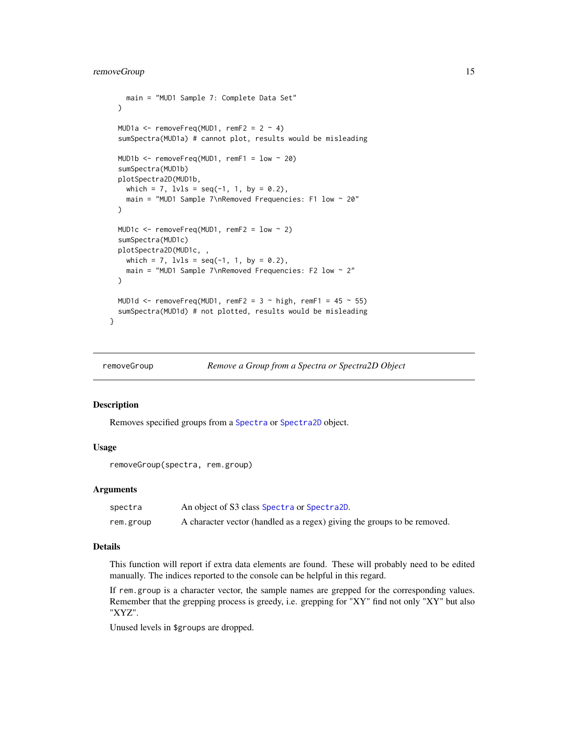```
    main = "MUD1 Sample 7: Complete Data Set"
  )

  MUD1a <- removeFreq(MUD1, remF2 = 2 ~ 4)
  sumSpectra(MUD1a) # cannot plot, results would be misleading

  MUD1b <- removeFreq(MUD1, remF1 = low ~ 20)
  sumSpectra(MUD1b)
  plotSpectra2D(MUD1b,
    which = 7, lvls = seq(-1, 1, by = 0.2),
    main = "MUD1 Sample 7\nRemoved Frequencies: F1 low ~ 20"
  )

  MUD1c <- removeFreq(MUD1, remF2 = low ~ 2)
  sumSpectra(MUD1c)
  plotSpectra2D(MUD1c, ,
    which = 7, lvls = seq(-1, 1, by = 0.2),
    main = "MUD1 Sample 7\nRemoved Frequencies: F2 low ~ 2"
  )

  MUD1d <- removeFreq(MUD1, remF2 = 3 ~ high, remF1 = 45 ~ 55)
  sumSpectra(MUD1d) # not plotted, results would be misleading
}
```

---

## removeGroup — *Remove a Group from a Spectra or Spectra2D Object*

### Description

Removes specified groups from a `Spectra` or `Spectra2D` object.

### Usage

```
removeGroup(spectra, rem.group)
```

### Arguments

| | |
|---|---|
| `spectra` | An object of S3 class `Spectra` or `Spectra2D`. |
| `rem.group` | A character vector (handled as a regex) giving the groups to be removed. |

### Details

This function will report if extra data elements are found. These will probably need to be edited manually. The indices reported to the console can be helpful in this regard.

If `rem.group` is a character vector, the sample names are grepped for the corresponding values. Remember that the grepping process is greedy, i.e. grepping for "XY" find not only "XY" but also "XYZ".

Unused levels in `$groups` are dropped.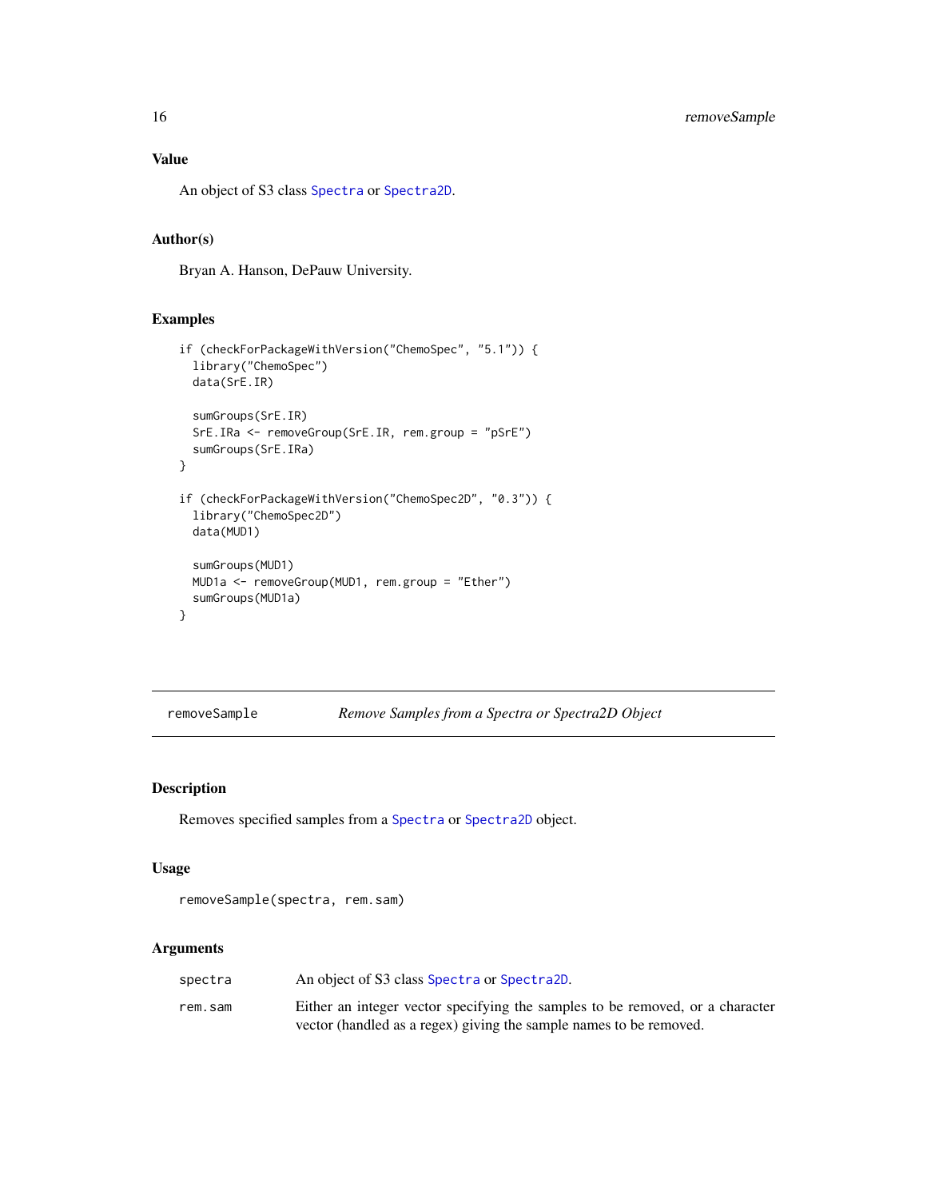## Value

An object of S3 class `Spectra` or `Spectra2D`.

## Author(s)

Bryan A. Hanson, DePauw University.

## Examples

```
if (checkForPackageWithVersion("ChemoSpec", "5.1")) {
  library("ChemoSpec")
  data(SrE.IR)

  sumGroups(SrE.IR)
  SrE.IRa <- removeGroup(SrE.IR, rem.group = "pSrE")
  sumGroups(SrE.IRa)
}

if (checkForPackageWithVersion("ChemoSpec2D", "0.3")) {
  library("ChemoSpec2D")
  data(MUD1)

  sumGroups(MUD1)
  MUD1a <- removeGroup(MUD1, rem.group = "Ether")
  sumGroups(MUD1a)
}
```

---

# removeSample — *Remove Samples from a Spectra or Spectra2D Object*

---

## Description

Removes specified samples from a `Spectra` or `Spectra2D` object.

## Usage

```
removeSample(spectra, rem.sam)
```

## Arguments

| | |
|---|---|
| `spectra` | An object of S3 class `Spectra` or `Spectra2D`. |
| `rem.sam` | Either an integer vector specifying the samples to be removed, or a character vector (handled as a regex) giving the sample names to be removed. |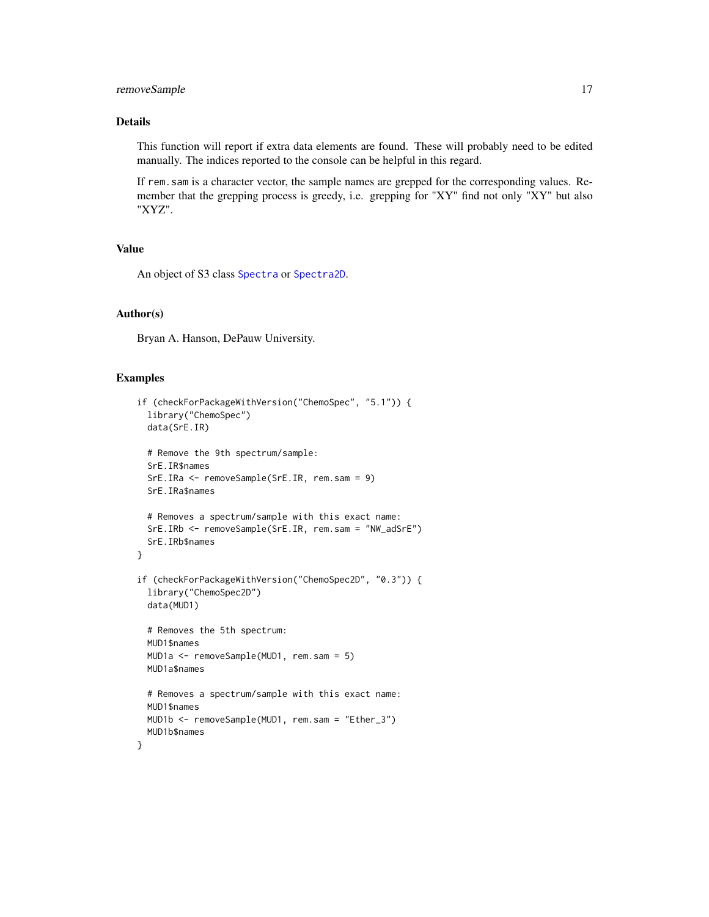## Details

This function will report if extra data elements are found. These will probably need to be edited manually. The indices reported to the console can be helpful in this regard.

If `rem.sam` is a character vector, the sample names are grepped for the corresponding values. Remember that the grepping process is greedy, i.e. grepping for "XY" find not only "XY" but also "XYZ".

## Value

An object of S3 class `Spectra` or `Spectra2D`.

## Author(s)

Bryan A. Hanson, DePauw University.

## Examples

```
if (checkForPackageWithVersion("ChemoSpec", "5.1")) {
  library("ChemoSpec")
  data(SrE.IR)

  # Remove the 9th spectrum/sample:
  SrE.IR$names
  SrE.IRa <- removeSample(SrE.IR, rem.sam = 9)
  SrE.IRa$names

  # Removes a spectrum/sample with this exact name:
  SrE.IRb <- removeSample(SrE.IR, rem.sam = "NW_adSrE")
  SrE.IRb$names
}

if (checkForPackageWithVersion("ChemoSpec2D", "0.3")) {
  library("ChemoSpec2D")
  data(MUD1)

  # Removes the 5th spectrum:
  MUD1$names
  MUD1a <- removeSample(MUD1, rem.sam = 5)
  MUD1a$names

  # Removes a spectrum/sample with this exact name:
  MUD1$names
  MUD1b <- removeSample(MUD1, rem.sam = "Ether_3")
  MUD1b$names
}
```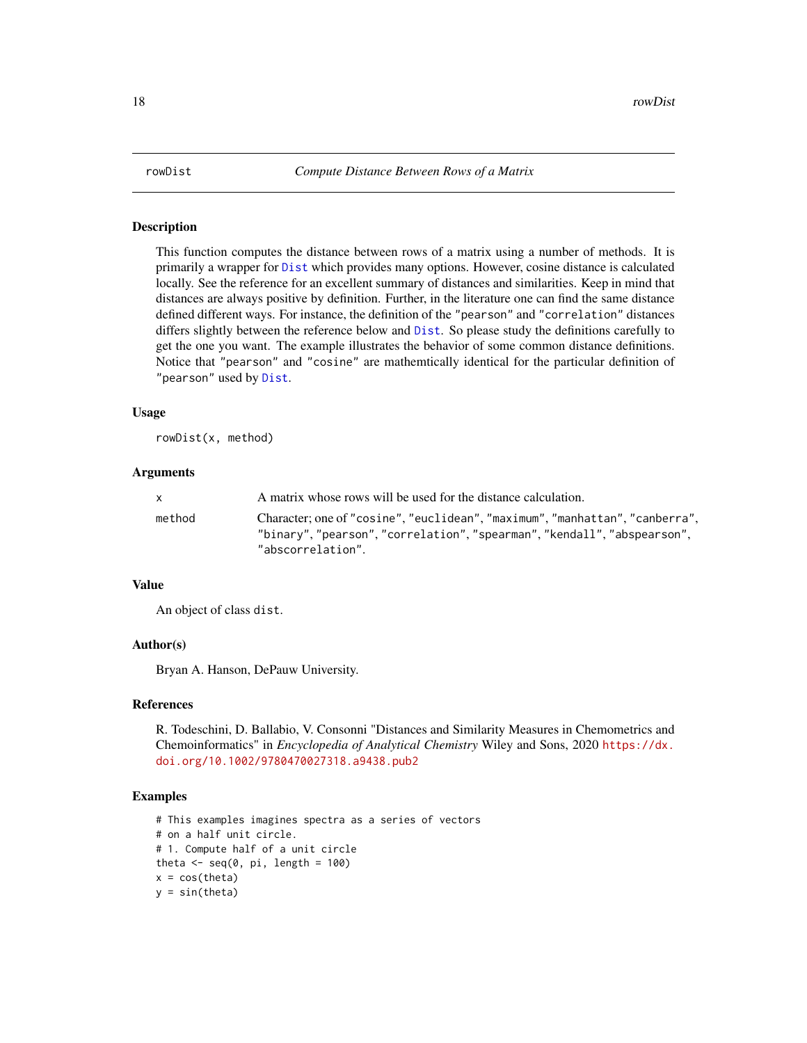rowDist    *Compute Distance Between Rows of a Matrix*

## Description

This function computes the distance between rows of a matrix using a number of methods. It is primarily a wrapper for `Dist` which provides many options. However, cosine distance is calculated locally. See the reference for an excellent summary of distances and similarities. Keep in mind that distances are always positive by definition. Further, in the literature one can find the same distance defined different ways. For instance, the definition of the `"pearson"` and `"correlation"` distances differs slightly between the reference below and `Dist`. So please study the definitions carefully to get the one you want. The example illustrates the behavior of some common distance definitions. Notice that `"pearson"` and `"cosine"` are mathemtically identical for the particular definition of `"pearson"` used by `Dist`.

## Usage

```
rowDist(x, method)
```

## Arguments

| | |
|---|---|
| `x` | A matrix whose rows will be used for the distance calculation. |
| `method` | Character; one of `"cosine"`, `"euclidean"`, `"maximum"`, `"manhattan"`, `"canberra"`, `"binary"`, `"pearson"`, `"correlation"`, `"spearman"`, `"kendall"`, `"abspearson"`, `"abscorrelation"`. |

## Value

An object of class `dist`.

## Author(s)

Bryan A. Hanson, DePauw University.

## References

R. Todeschini, D. Ballabio, V. Consonni "Distances and Similarity Measures in Chemometrics and Chemoinformatics" in *Encyclopedia of Analytical Chemistry* Wiley and Sons, 2020 https://dx.doi.org/10.1002/9780470027318.a9438.pub2

## Examples

```
# This examples imagines spectra as a series of vectors
# on a half unit circle.
# 1. Compute half of a unit circle
theta <- seq(0, pi, length = 100)
x = cos(theta)
y = sin(theta)
```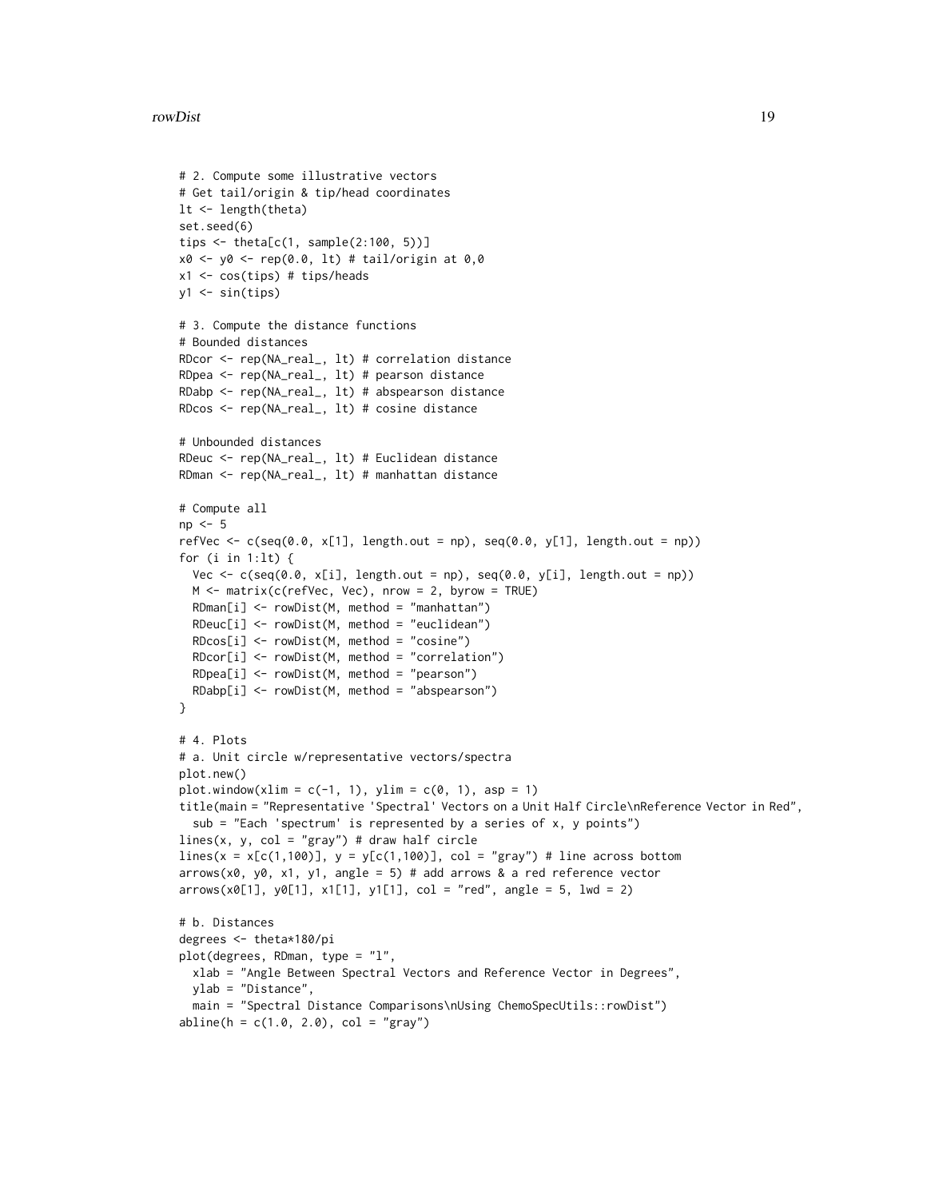```
# 2. Compute some illustrative vectors
# Get tail/origin & tip/head coordinates
lt <- length(theta)
set.seed(6)
tips <- theta[c(1, sample(2:100, 5))]
x0 <- y0 <- rep(0.0, lt) # tail/origin at 0,0
x1 <- cos(tips) # tips/heads
y1 <- sin(tips)

# 3. Compute the distance functions
# Bounded distances
RDcor <- rep(NA_real_, lt) # correlation distance
RDpea <- rep(NA_real_, lt) # pearson distance
RDabp <- rep(NA_real_, lt) # abspearson distance
RDcos <- rep(NA_real_, lt) # cosine distance

# Unbounded distances
RDeuc <- rep(NA_real_, lt) # Euclidean distance
RDman <- rep(NA_real_, lt) # manhattan distance

# Compute all
np <- 5
refVec <- c(seq(0.0, x[1], length.out = np), seq(0.0, y[1], length.out = np))
for (i in 1:lt) {
  Vec <- c(seq(0.0, x[i], length.out = np), seq(0.0, y[i], length.out = np))
  M <- matrix(c(refVec, Vec), nrow = 2, byrow = TRUE)
  RDman[i] <- rowDist(M, method = "manhattan")
  RDeuc[i] <- rowDist(M, method = "euclidean")
  RDcos[i] <- rowDist(M, method = "cosine")
  RDcor[i] <- rowDist(M, method = "correlation")
  RDpea[i] <- rowDist(M, method = "pearson")
  RDabp[i] <- rowDist(M, method = "abspearson")
}

# 4. Plots
# a. Unit circle w/representative vectors/spectra
plot.new()
plot.window(xlim = c(-1, 1), ylim = c(0, 1), asp = 1)
title(main = "Representative 'Spectral' Vectors on a Unit Half Circle\nReference Vector in Red",
  sub = "Each 'spectrum' is represented by a series of x, y points")
lines(x, y, col = "gray") # draw half circle
lines(x = x[c(1,100)], y = y[c(1,100)], col = "gray") # line across bottom
arrows(x0, y0, x1, y1, angle = 5) # add arrows & a red reference vector
arrows(x0[1], y0[1], x1[1], y1[1], col = "red", angle = 5, lwd = 2)

# b. Distances
degrees <- theta*180/pi
plot(degrees, RDman, type = "l",
  xlab = "Angle Between Spectral Vectors and Reference Vector in Degrees",
  ylab = "Distance",
  main = "Spectral Distance Comparisons\nUsing ChemoSpecUtils::rowDist")
abline(h = c(1.0, 2.0), col = "gray")
```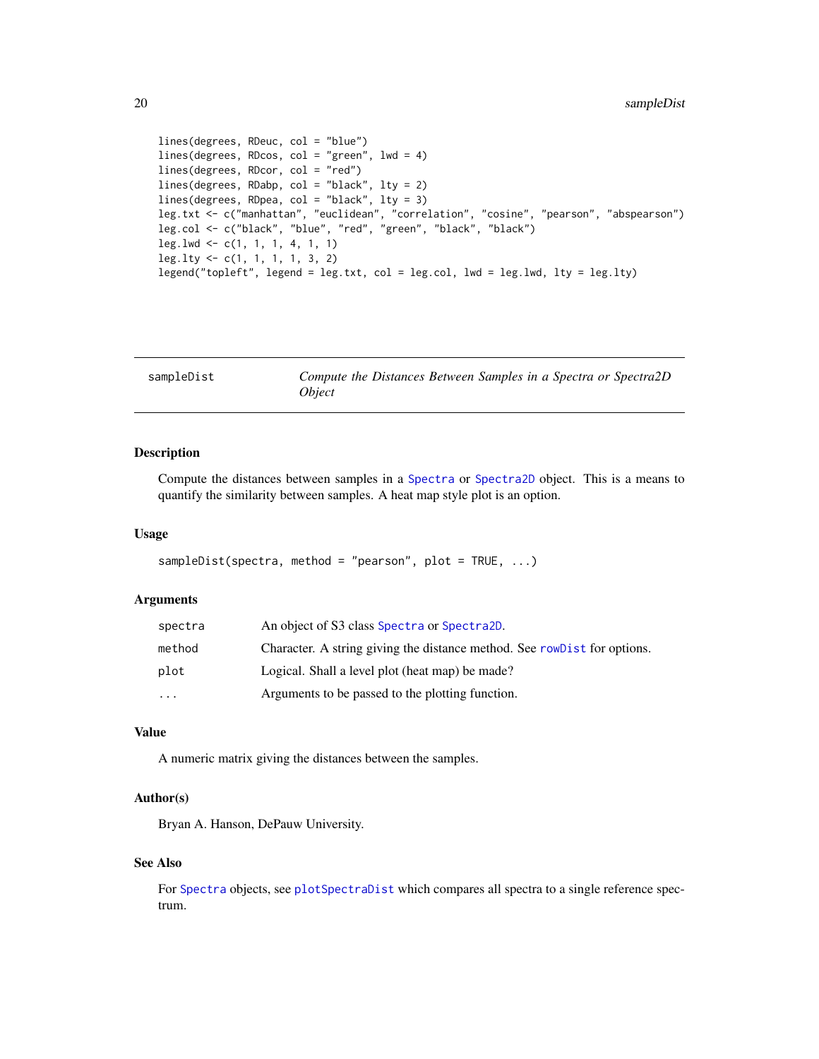```
lines(degrees, RDeuc, col = "blue")
lines(degrees, RDcos, col = "green", lwd = 4)
lines(degrees, RDcor, col = "red")
lines(degrees, RDabp, col = "black", lty = 2)
lines(degrees, RDpea, col = "black", lty = 3)
leg.txt <- c("manhattan", "euclidean", "correlation", "cosine", "pearson", "abspearson")
leg.col <- c("black", "blue", "red", "green", "black", "black")
leg.lwd <- c(1, 1, 1, 4, 1, 1)
leg.lty <- c(1, 1, 1, 1, 3, 2)
legend("topleft", legend = leg.txt, col = leg.col, lwd = leg.lwd, lty = leg.lty)
```

---

## sampleDist — *Compute the Distances Between Samples in a Spectra or Spectra2D Object*

---

### Description

Compute the distances between samples in a `Spectra` or `Spectra2D` object. This is a means to quantify the similarity between samples. A heat map style plot is an option.

### Usage

```
sampleDist(spectra, method = "pearson", plot = TRUE, ...)
```

### Arguments

| | |
|---|---|
| `spectra` | An object of S3 class `Spectra` or `Spectra2D`. |
| `method` | Character. A string giving the distance method. See `rowDist` for options. |
| `plot` | Logical. Shall a level plot (heat map) be made? |
| `...` | Arguments to be passed to the plotting function. |

### Value

A numeric matrix giving the distances between the samples.

### Author(s)

Bryan A. Hanson, DePauw University.

### See Also

For `Spectra` objects, see `plotSpectraDist` which compares all spectra to a single reference spectrum.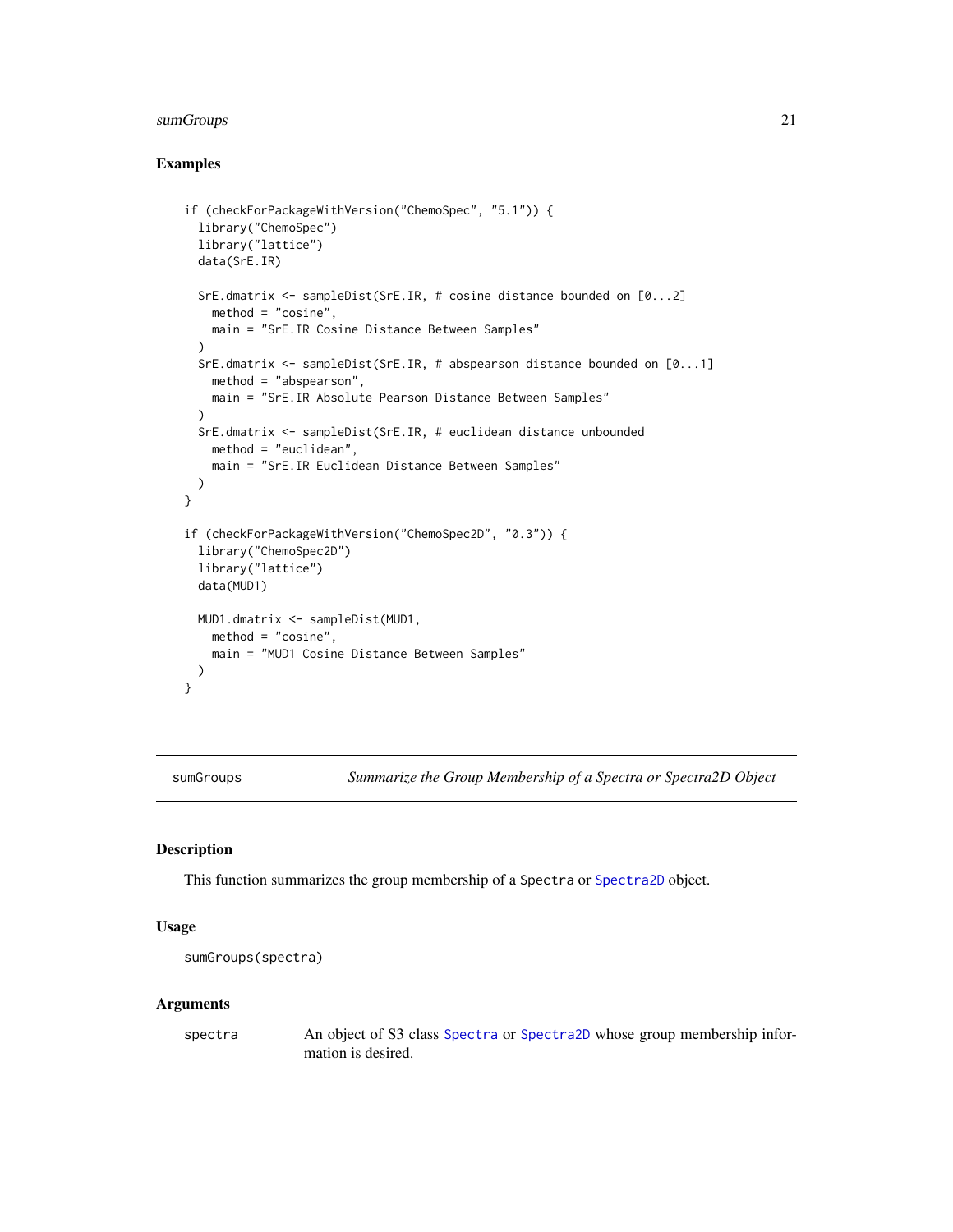## Examples

```
if (checkForPackageWithVersion("ChemoSpec", "5.1")) {
  library("ChemoSpec")
  library("lattice")
  data(SrE.IR)

  SrE.dmatrix <- sampleDist(SrE.IR, # cosine distance bounded on [0...2]
    method = "cosine",
    main = "SrE.IR Cosine Distance Between Samples"
  )
  SrE.dmatrix <- sampleDist(SrE.IR, # abspearson distance bounded on [0...1]
    method = "abspearson",
    main = "SrE.IR Absolute Pearson Distance Between Samples"
  )
  SrE.dmatrix <- sampleDist(SrE.IR, # euclidean distance unbounded
    method = "euclidean",
    main = "SrE.IR Euclidean Distance Between Samples"
  )
}

if (checkForPackageWithVersion("ChemoSpec2D", "0.3")) {
  library("ChemoSpec2D")
  library("lattice")
  data(MUD1)

  MUD1.dmatrix <- sampleDist(MUD1,
    method = "cosine",
    main = "MUD1 Cosine Distance Between Samples"
  )
}
```

---

# sumGroups — *Summarize the Group Membership of a Spectra or Spectra2D Object*

## Description

This function summarizes the group membership of a `Spectra` or `Spectra2D` object.

## Usage

```
sumGroups(spectra)
```

## Arguments

| | |
|---|---|
| `spectra` | An object of S3 class `Spectra` or `Spectra2D` whose group membership information is desired. |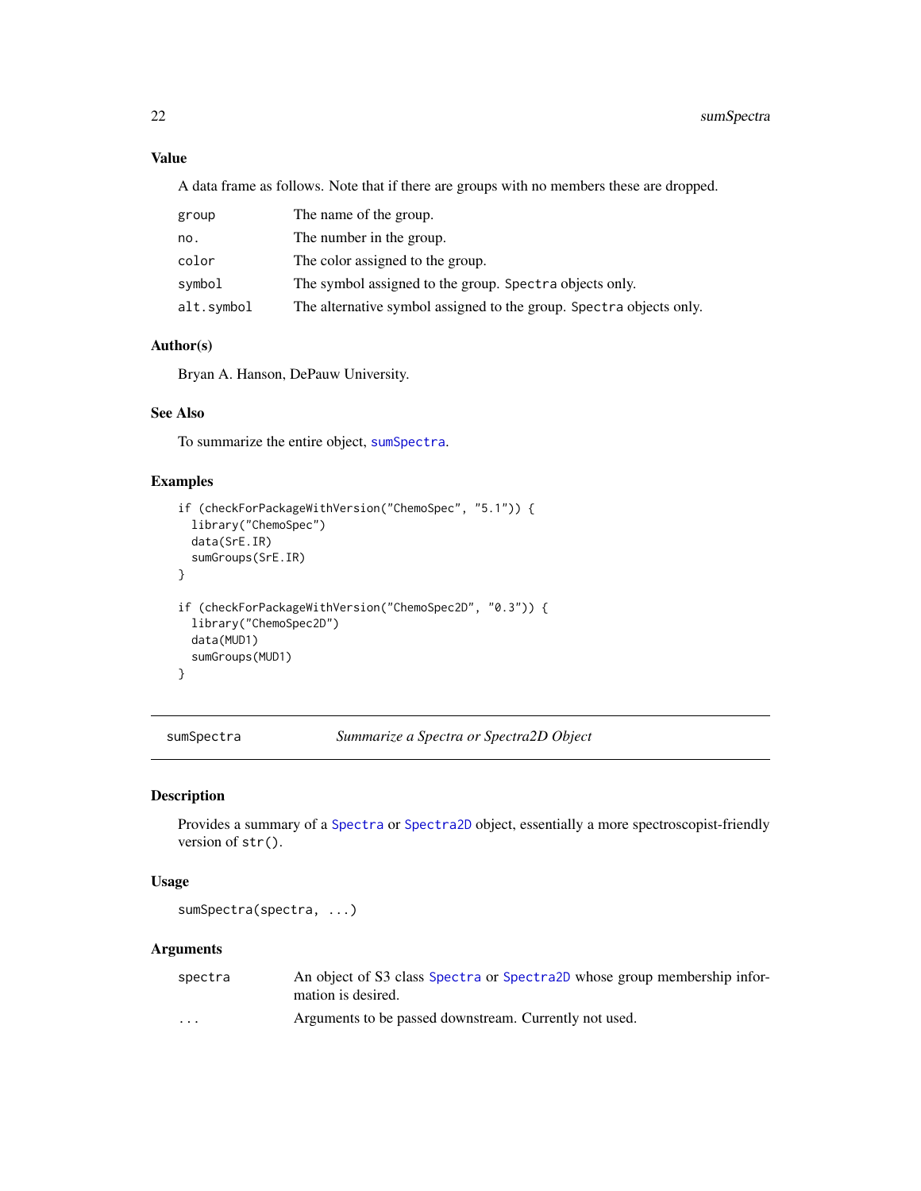### Value

A data frame as follows. Note that if there are groups with no members these are dropped.

| | |
|---|---|
| `group` | The name of the group. |
| `no.` | The number in the group. |
| `color` | The color assigned to the group. |
| `symbol` | The symbol assigned to the group. `Spectra` objects only. |
| `alt.symbol` | The alternative symbol assigned to the group. `Spectra` objects only. |

### Author(s)

Bryan A. Hanson, DePauw University.

### See Also

To summarize the entire object, `sumSpectra`.

### Examples

```
if (checkForPackageWithVersion("ChemoSpec", "5.1")) {
  library("ChemoSpec")
  data(SrE.IR)
  sumGroups(SrE.IR)
}

if (checkForPackageWithVersion("ChemoSpec2D", "0.3")) {
  library("ChemoSpec2D")
  data(MUD1)
  sumGroups(MUD1)
}
```

---

## sumSpectra — *Summarize a Spectra or Spectra2D Object*

### Description

Provides a summary of a `Spectra` or `Spectra2D` object, essentially a more spectroscopist-friendly version of `str()`.

### Usage

```
sumSpectra(spectra, ...)
```

### Arguments

| | |
|---|---|
| `spectra` | An object of S3 class `Spectra` or `Spectra2D` whose group membership information is desired. |
| `...` | Arguments to be passed downstream. Currently not used. |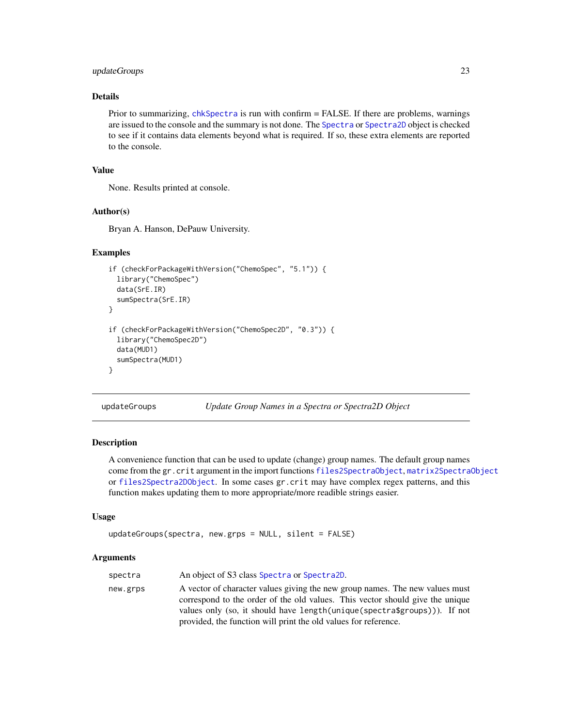### Details

Prior to summarizing, chkSpectra is run with confirm = FALSE. If there are problems, warnings are issued to the console and the summary is not done. The Spectra or Spectra2D object is checked to see if it contains data elements beyond what is required. If so, these extra elements are reported to the console.

### Value

None. Results printed at console.

### Author(s)

Bryan A. Hanson, DePauw University.

### Examples

```
if (checkForPackageWithVersion("ChemoSpec", "5.1")) {
  library("ChemoSpec")
  data(SrE.IR)
  sumSpectra(SrE.IR)
}

if (checkForPackageWithVersion("ChemoSpec2D", "0.3")) {
  library("ChemoSpec2D")
  data(MUD1)
  sumSpectra(MUD1)
}
```

---

## updateGroups — *Update Group Names in a Spectra or Spectra2D Object*

### Description

A convenience function that can be used to update (change) group names. The default group names come from the `gr.crit` argument in the import functions files2SpectraObject, matrix2SpectraObject or files2Spectra2DObject. In some cases `gr.crit` may have complex regex patterns, and this function makes updating them to more appropriate/more readible strings easier.

### Usage

```
updateGroups(spectra, new.grps = NULL, silent = FALSE)
```

### Arguments

| | |
|---|---|
| `spectra` | An object of S3 class Spectra or Spectra2D. |
| `new.grps` | A vector of character values giving the new group names. The new values must correspond to the order of the old values. This vector should give the unique values only (so, it should have `length(unique(spectra$groups))`). If not provided, the function will print the old values for reference. |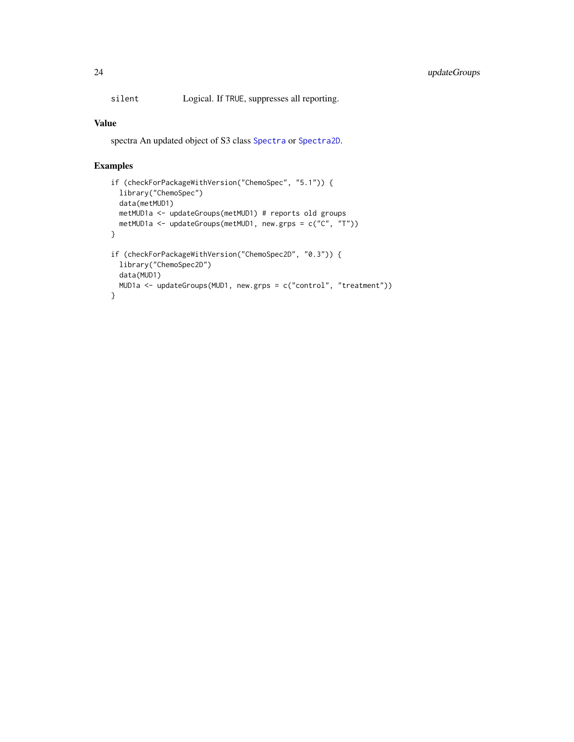silent    Logical. If `TRUE`, suppresses all reporting.

## Value

spectra An updated object of S3 class `Spectra` or `Spectra2D`.

## Examples

```
if (checkForPackageWithVersion("ChemoSpec", "5.1")) {
  library("ChemoSpec")
  data(metMUD1)
  metMUD1a <- updateGroups(metMUD1) # reports old groups
  metMUD1a <- updateGroups(metMUD1, new.grps = c("C", "T"))
}

if (checkForPackageWithVersion("ChemoSpec2D", "0.3")) {
  library("ChemoSpec2D")
  data(MUD1)
  MUD1a <- updateGroups(MUD1, new.grps = c("control", "treatment"))
}
```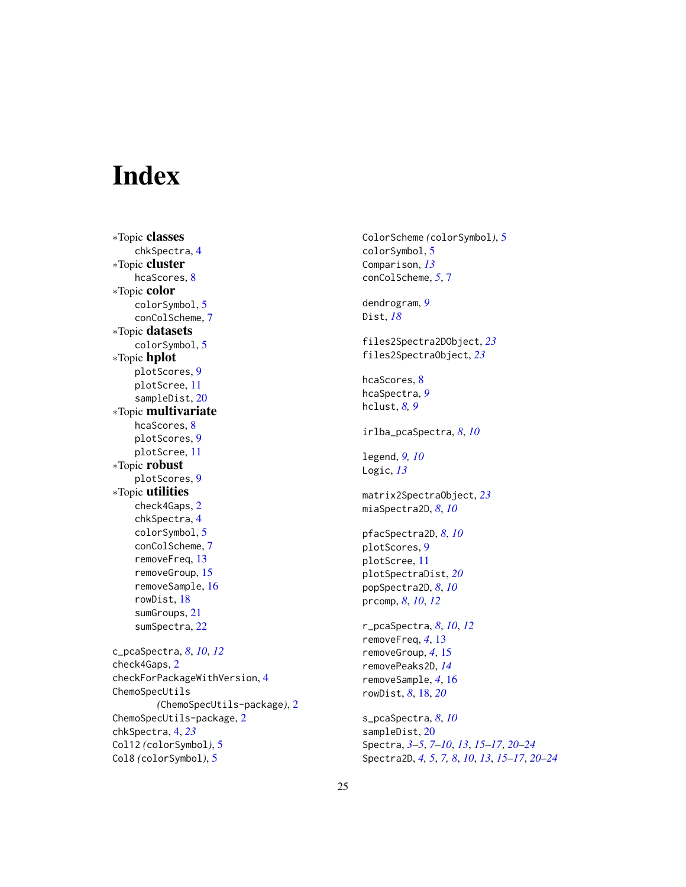# Index

*Topic **classes**
- chkSpectra, 4

*Topic **cluster**
- hcaScores, 8

*Topic **color**
- colorSymbol, 5
- conColScheme, 7

*Topic **datasets**
- colorSymbol, 5

*Topic **hplot**
- plotScores, 9
- plotScree, 11
- sampleDist, 20

*Topic **multivariate**
- hcaScores, 8
- plotScores, 9
- plotScree, 11

*Topic **robust**
- plotScores, 9

*Topic **utilities**
- check4Gaps, 2
- chkSpectra, 4
- colorSymbol, 5
- conColScheme, 7
- removeFreq, 13
- removeGroup, 15
- removeSample, 16
- rowDist, 18
- sumGroups, 21
- sumSpectra, 22

c_pcaSpectra, 8, *10*, *12*
check4Gaps, 2
checkForPackageWithVersion, 4
ChemoSpecUtils *(ChemoSpecUtils-package)*, 2
ChemoSpecUtils-package, 2
chkSpectra, 4, *23*
Col12 *(colorSymbol)*, 5
Col8 *(colorSymbol)*, 5
ColorScheme *(colorSymbol)*, 5
colorSymbol, 5
Comparison, *13*
conColScheme, *5*, 7

dendrogram, *9*
Dist, *18*

files2Spectra2DObject, *23*
files2SpectraObject, *23*

hcaScores, 8
hcaSpectra, *9*
hclust, *8, 9*

irlba_pcaSpectra, *8*, *10*

legend, *9, 10*
Logic, *13*

matrix2SpectraObject, *23*
miaSpectra2D, *8*, *10*

pfacSpectra2D, *8*, *10*
plotScores, 9
plotScree, 11
plotSpectraDist, *20*
popSpectra2D, *8*, *10*
prcomp, *8*, *10*, *12*

r_pcaSpectra, *8*, *10*, *12*
removeFreq, *4*, 13
removeGroup, *4*, 15
removePeaks2D, *14*
removeSample, *4*, 16
rowDist, *8*, 18, *20*

s_pcaSpectra, *8*, *10*
sampleDist, 20
Spectra, *3–5*, *7–10*, *13*, *15–17*, *20–24*
Spectra2D, *4, 5*, *7, 8*, *10*, *13*, *15–17*, *20–24*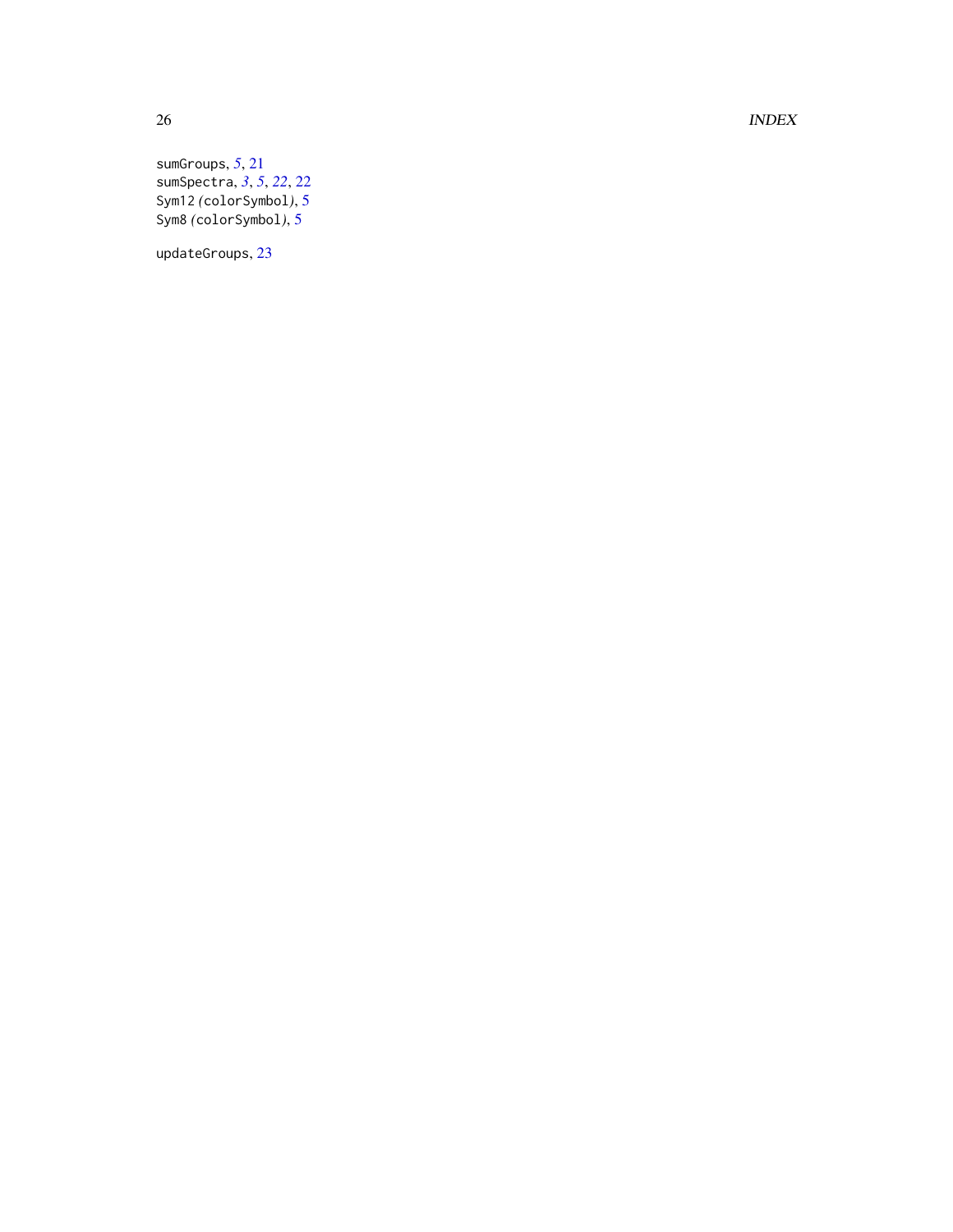sumGroups, *5*, 21
sumSpectra, *3*, *5*, *22*, 22
Sym12 *(*colorSymbol*)*, 5
Sym8 *(*colorSymbol*)*, 5

updateGroups, 23